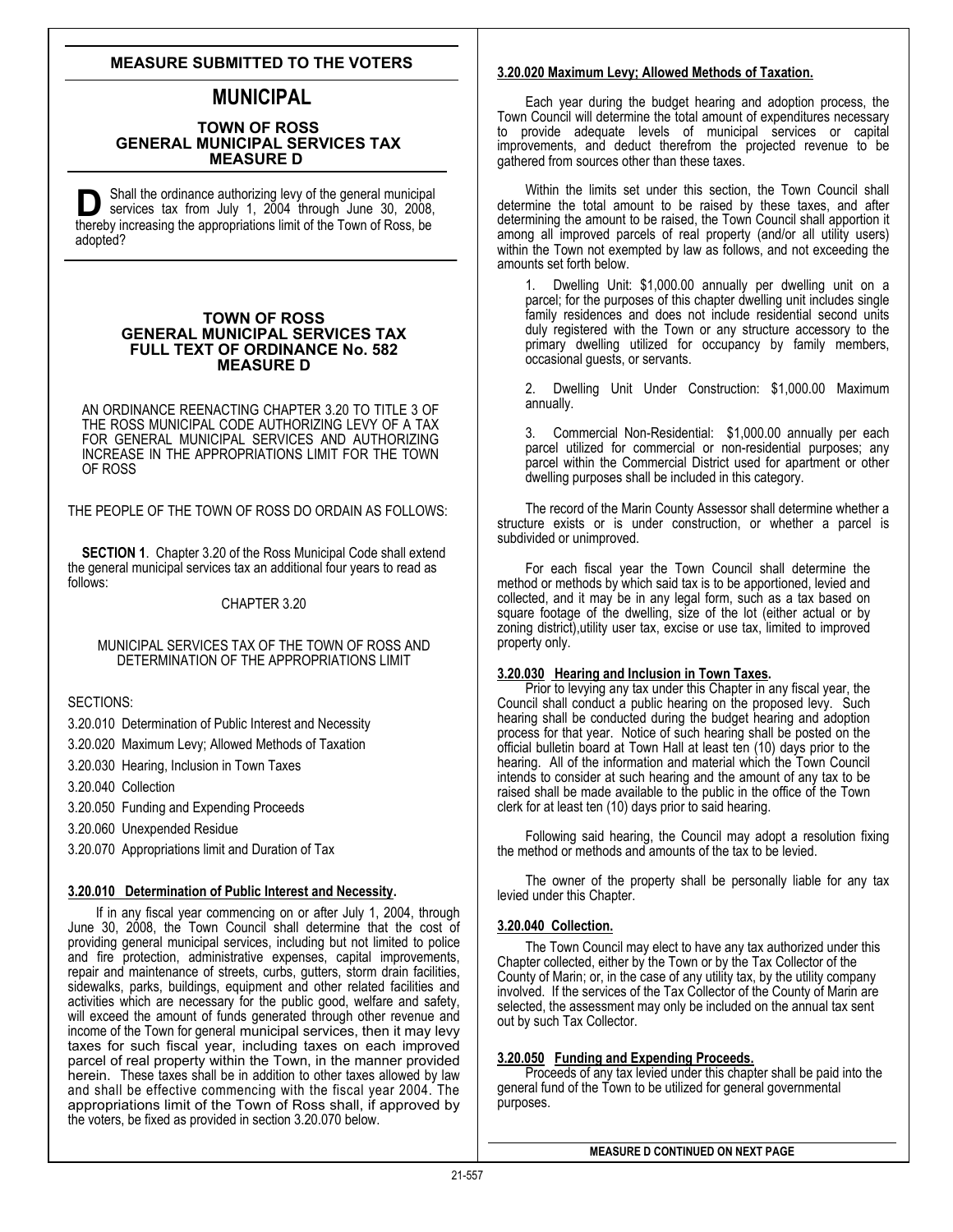## MEASURE SUBMITTED TO THE VOTERS

# MUNICIPAL

### TOWN OF ROSS
### GENERAL MUNICIPAL SERVICES TAX
### MEASURE D

**D** Shall the ordinance authorizing levy of the general municipal services tax from July 1, 2004 through June 30, 2008, thereby increasing the appropriations limit of the Town of Ross, be adopted?

### TOWN OF ROSS
### GENERAL MUNICIPAL SERVICES TAX
### FULL TEXT OF ORDINANCE No. 582
### MEASURE D

AN ORDINANCE REENACTING CHAPTER 3.20 TO TITLE 3 OF THE ROSS MUNICIPAL CODE AUTHORIZING LEVY OF A TAX FOR GENERAL MUNICIPAL SERVICES AND AUTHORIZING INCREASE IN THE APPROPRIATIONS LIMIT FOR THE TOWN OF ROSS

THE PEOPLE OF THE TOWN OF ROSS DO ORDAIN AS FOLLOWS:

**SECTION 1**. Chapter 3.20 of the Ross Municipal Code shall extend the general municipal services tax an additional four years to read as follows:

CHAPTER 3.20

MUNICIPAL SERVICES TAX OF THE TOWN OF ROSS AND DETERMINATION OF THE APPROPRIATIONS LIMIT

SECTIONS:

3.20.010 Determination of Public Interest and Necessity

3.20.020 Maximum Levy; Allowed Methods of Taxation

3.20.030 Hearing, Inclusion in Town Taxes

3.20.040 Collection

3.20.050 Funding and Expending Proceeds

3.20.060 Unexpended Residue

3.20.070 Appropriations limit and Duration of Tax

**3.20.010 Determination of Public Interest and Necessity.**

If in any fiscal year commencing on or after July 1, 2004, through June 30, 2008, the Town Council shall determine that the cost of providing general municipal services, including but not limited to police and fire protection, administrative expenses, capital improvements, repair and maintenance of streets, curbs, gutters, storm drain facilities, sidewalks, parks, buildings, equipment and other related facilities and activities which are necessary for the public good, welfare and safety, will exceed the amount of funds generated through other revenue and income of the Town for general municipal services, then it may levy taxes for such fiscal year, including taxes on each improved parcel of real property within the Town, in the manner provided herein. These taxes shall be in addition to other taxes allowed by law and shall be effective commencing with the fiscal year 2004. The appropriations limit of the Town of Ross shall, if approved by the voters, be fixed as provided in section 3.20.070 below.

**3.20.020 Maximum Levy; Allowed Methods of Taxation.**

Each year during the budget hearing and adoption process, the Town Council will determine the total amount of expenditures necessary to provide adequate levels of municipal services or capital improvements, and deduct therefrom the projected revenue to be gathered from sources other than these taxes.

Within the limits set under this section, the Town Council shall determine the total amount to be raised by these taxes, and after determining the amount to be raised, the Town Council shall apportion it among all improved parcels of real property (and/or all utility users) within the Town not exempted by law as follows, and not exceeding the amounts set forth below.

1. Dwelling Unit: $1,000.00 annually per dwelling unit on a parcel; for the purposes of this chapter dwelling unit includes single family residences and does not include residential second units duly registered with the Town or any structure accessory to the primary dwelling utilized for occupancy by family members, occasional guests, or servants.

2. Dwelling Unit Under Construction: $1,000.00 Maximum annually.

3. Commercial Non-Residential: $1,000.00 annually per each parcel utilized for commercial or non-residential purposes; any parcel within the Commercial District used for apartment or other dwelling purposes shall be included in this category.

The record of the Marin County Assessor shall determine whether a structure exists or is under construction, or whether a parcel is subdivided or unimproved.

For each fiscal year the Town Council shall determine the method or methods by which said tax is to be apportioned, levied and collected, and it may be in any legal form, such as a tax based on square footage of the dwelling, size of the lot (either actual or by zoning district),utility user tax, excise or use tax, limited to improved property only.

**3.20.030 Hearing and Inclusion in Town Taxes.**

Prior to levying any tax under this Chapter in any fiscal year, the Council shall conduct a public hearing on the proposed levy. Such hearing shall be conducted during the budget hearing and adoption process for that year. Notice of such hearing shall be posted on the official bulletin board at Town Hall at least ten (10) days prior to the hearing. All of the information and material which the Town Council intends to consider at such hearing and the amount of any tax to be raised shall be made available to the public in the office of the Town clerk for at least ten (10) days prior to said hearing.

Following said hearing, the Council may adopt a resolution fixing the method or methods and amounts of the tax to be levied.

The owner of the property shall be personally liable for any tax levied under this Chapter.

**3.20.040 Collection.**

The Town Council may elect to have any tax authorized under this Chapter collected, either by the Town or by the Tax Collector of the County of Marin; or, in the case of any utility tax, by the utility company involved. If the services of the Tax Collector of the County of Marin are selected, the assessment may only be included on the annual tax sent out by such Tax Collector.

**3.20.050 Funding and Expending Proceeds.**

Proceeds of any tax levied under this chapter shall be paid into the general fund of the Town to be utilized for general governmental purposes.

**MEASURE D CONTINUED ON NEXT PAGE**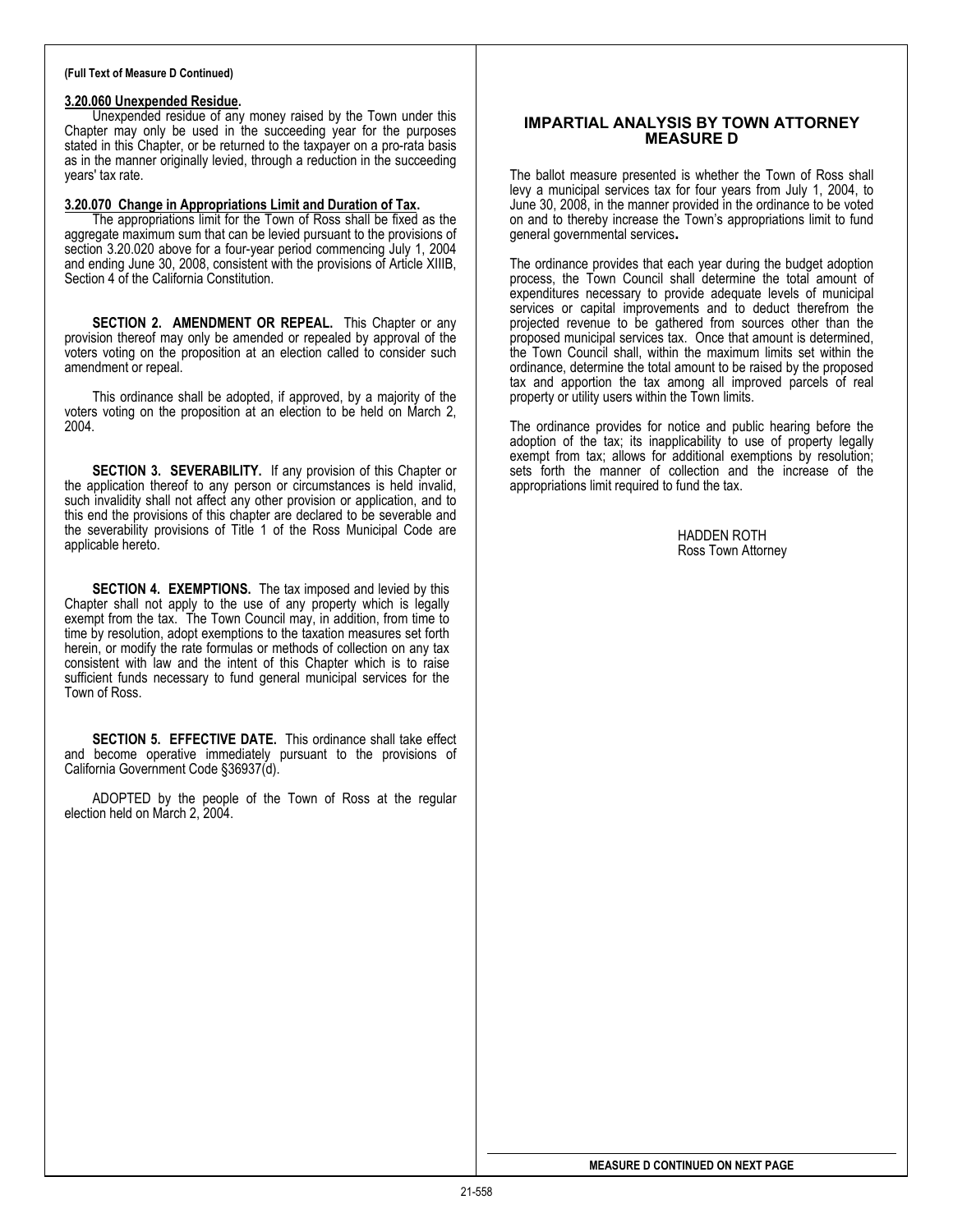**(Full Text of Measure D Continued)**

**3.20.060 Unexpended Residue.**

Unexpended residue of any money raised by the Town under this Chapter may only be used in the succeeding year for the purposes stated in this Chapter, or be returned to the taxpayer on a pro-rata basis as in the manner originally levied, through a reduction in the succeeding years' tax rate.

**3.20.070 Change in Appropriations Limit and Duration of Tax.**

The appropriations limit for the Town of Ross shall be fixed as the aggregate maximum sum that can be levied pursuant to the provisions of section 3.20.020 above for a four-year period commencing July 1, 2004 and ending June 30, 2008, consistent with the provisions of Article XIIIB, Section 4 of the California Constitution.

**SECTION 2. AMENDMENT OR REPEAL.** This Chapter or any provision thereof may only be amended or repealed by approval of the voters voting on the proposition at an election called to consider such amendment or repeal.

This ordinance shall be adopted, if approved, by a majority of the voters voting on the proposition at an election to be held on March 2, 2004.

**SECTION 3. SEVERABILITY.** If any provision of this Chapter or the application thereof to any person or circumstances is held invalid, such invalidity shall not affect any other provision or application, and to this end the provisions of this chapter are declared to be severable and the severability provisions of Title 1 of the Ross Municipal Code are applicable hereto.

**SECTION 4. EXEMPTIONS.** The tax imposed and levied by this Chapter shall not apply to the use of any property which is legally exempt from the tax. The Town Council may, in addition, from time to time by resolution, adopt exemptions to the taxation measures set forth herein, or modify the rate formulas or methods of collection on any tax consistent with law and the intent of this Chapter which is to raise sufficient funds necessary to fund general municipal services for the Town of Ross.

**SECTION 5. EFFECTIVE DATE.** This ordinance shall take effect and become operative immediately pursuant to the provisions of California Government Code §36937(d).

ADOPTED by the people of the Town of Ross at the regular election held on March 2, 2004.

## IMPARTIAL ANALYSIS BY TOWN ATTORNEY MEASURE D

The ballot measure presented is whether the Town of Ross shall levy a municipal services tax for four years from July 1, 2004, to June 30, 2008, in the manner provided in the ordinance to be voted on and to thereby increase the Town's appropriations limit to fund general governmental services**.**

The ordinance provides that each year during the budget adoption process, the Town Council shall determine the total amount of expenditures necessary to provide adequate levels of municipal services or capital improvements and to deduct therefrom the projected revenue to be gathered from sources other than the proposed municipal services tax. Once that amount is determined, the Town Council shall, within the maximum limits set within the ordinance, determine the total amount to be raised by the proposed tax and apportion the tax among all improved parcels of real property or utility users within the Town limits.

The ordinance provides for notice and public hearing before the adoption of the tax; its inapplicability to use of property legally exempt from tax; allows for additional exemptions by resolution; sets forth the manner of collection and the increase of the appropriations limit required to fund the tax.

HADDEN ROTH
Ross Town Attorney

**MEASURE D CONTINUED ON NEXT PAGE**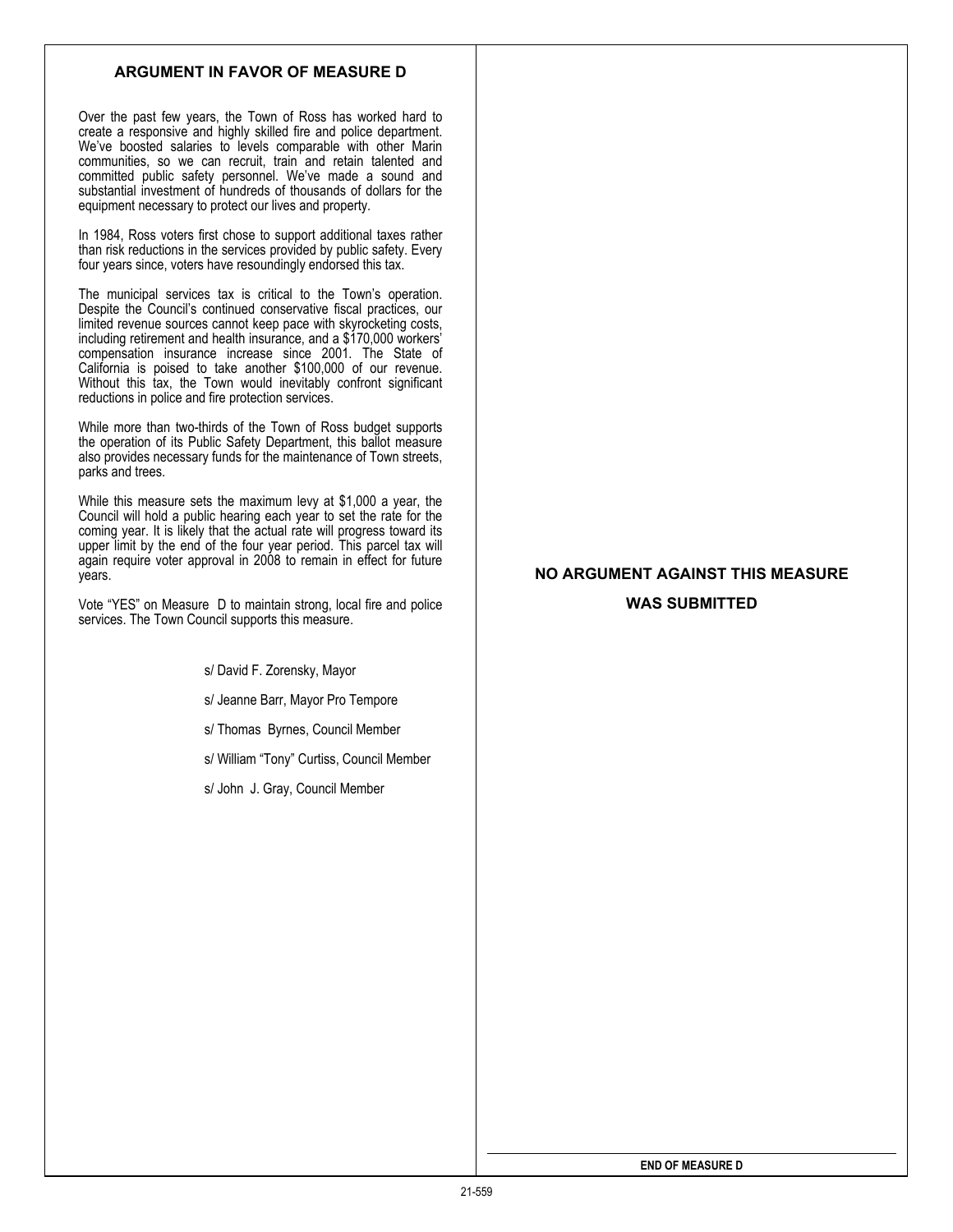## ARGUMENT IN FAVOR OF MEASURE D

Over the past few years, the Town of Ross has worked hard to create a responsive and highly skilled fire and police department. We've boosted salaries to levels comparable with other Marin communities, so we can recruit, train and retain talented and committed public safety personnel. We've made a sound and substantial investment of hundreds of thousands of dollars for the equipment necessary to protect our lives and property.

In 1984, Ross voters first chose to support additional taxes rather than risk reductions in the services provided by public safety. Every four years since, voters have resoundingly endorsed this tax.

The municipal services tax is critical to the Town's operation. Despite the Council's continued conservative fiscal practices, our limited revenue sources cannot keep pace with skyrocketing costs, including retirement and health insurance, and a $170,000 workers' compensation insurance increase since 2001. The State of California is poised to take another $100,000 of our revenue. Without this tax, the Town would inevitably confront significant reductions in police and fire protection services.

While more than two-thirds of the Town of Ross budget supports the operation of its Public Safety Department, this ballot measure also provides necessary funds for the maintenance of Town streets, parks and trees.

While this measure sets the maximum levy at $1,000 a year, the Council will hold a public hearing each year to set the rate for the coming year. It is likely that the actual rate will progress toward its upper limit by the end of the four year period. This parcel tax will again require voter approval in 2008 to remain in effect for future years.

Vote "YES" on Measure D to maintain strong, local fire and police services. The Town Council supports this measure.

s/ David F. Zorensky, Mayor

s/ Jeanne Barr, Mayor Pro Tempore

s/ Thomas Byrnes, Council Member

s/ William "Tony" Curtiss, Council Member

s/ John J. Gray, Council Member

**NO ARGUMENT AGAINST THIS MEASURE WAS SUBMITTED**

**END OF MEASURE D**